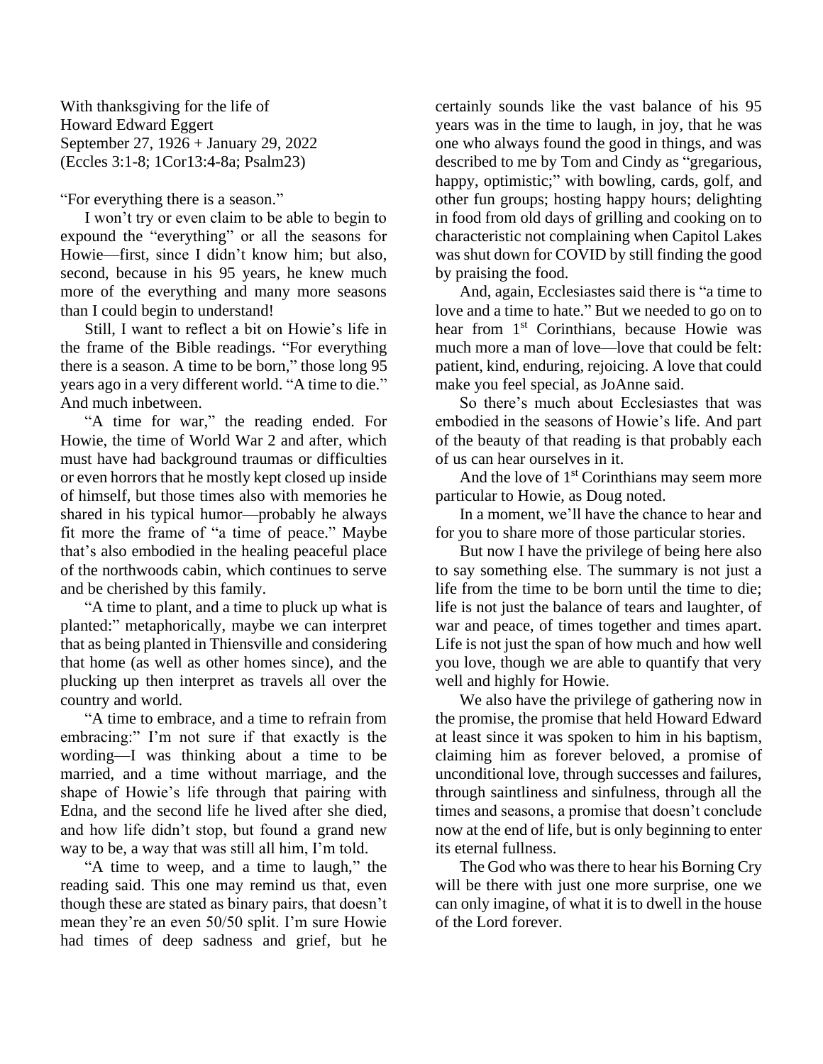With thanksgiving for the life of
Howard Edward Eggert
September 27, 1926 + January 29, 2022
(Eccles 3:1-8; 1Cor13:4-8a; Psalm23)

"For everything there is a season."

I won't try or even claim to be able to begin to expound the "everything" or all the seasons for Howie—first, since I didn't know him; but also, second, because in his 95 years, he knew much more of the everything and many more seasons than I could begin to understand!

Still, I want to reflect a bit on Howie's life in the frame of the Bible readings. "For everything there is a season. A time to be born," those long 95 years ago in a very different world. "A time to die." And much inbetween.

"A time for war," the reading ended. For Howie, the time of World War 2 and after, which must have had background traumas or difficulties or even horrors that he mostly kept closed up inside of himself, but those times also with memories he shared in his typical humor—probably he always fit more the frame of "a time of peace." Maybe that's also embodied in the healing peaceful place of the northwoods cabin, which continues to serve and be cherished by this family.

"A time to plant, and a time to pluck up what is planted:" metaphorically, maybe we can interpret that as being planted in Thiensville and considering that home (as well as other homes since), and the plucking up then interpret as travels all over the country and world.

"A time to embrace, and a time to refrain from embracing:" I'm not sure if that exactly is the wording—I was thinking about a time to be married, and a time without marriage, and the shape of Howie's life through that pairing with Edna, and the second life he lived after she died, and how life didn't stop, but found a grand new way to be, a way that was still all him, I'm told.

"A time to weep, and a time to laugh," the reading said. This one may remind us that, even though these are stated as binary pairs, that doesn't mean they're an even 50/50 split. I'm sure Howie had times of deep sadness and grief, but he certainly sounds like the vast balance of his 95 years was in the time to laugh, in joy, that he was one who always found the good in things, and was described to me by Tom and Cindy as "gregarious, happy, optimistic;" with bowling, cards, golf, and other fun groups; hosting happy hours; delighting in food from old days of grilling and cooking on to characteristic not complaining when Capitol Lakes was shut down for COVID by still finding the good by praising the food.

And, again, Ecclesiastes said there is "a time to love and a time to hate." But we needed to go on to hear from 1st Corinthians, because Howie was much more a man of love—love that could be felt: patient, kind, enduring, rejoicing. A love that could make you feel special, as JoAnne said.

So there's much about Ecclesiastes that was embodied in the seasons of Howie's life. And part of the beauty of that reading is that probably each of us can hear ourselves in it.

And the love of 1st Corinthians may seem more particular to Howie, as Doug noted.

In a moment, we'll have the chance to hear and for you to share more of those particular stories.

But now I have the privilege of being here also to say something else. The summary is not just a life from the time to be born until the time to die; life is not just the balance of tears and laughter, of war and peace, of times together and times apart. Life is not just the span of how much and how well you love, though we are able to quantify that very well and highly for Howie.

We also have the privilege of gathering now in the promise, the promise that held Howard Edward at least since it was spoken to him in his baptism, claiming him as forever beloved, a promise of unconditional love, through successes and failures, through saintliness and sinfulness, through all the times and seasons, a promise that doesn't conclude now at the end of life, but is only beginning to enter its eternal fullness.

The God who was there to hear his Borning Cry will be there with just one more surprise, one we can only imagine, of what it is to dwell in the house of the Lord forever.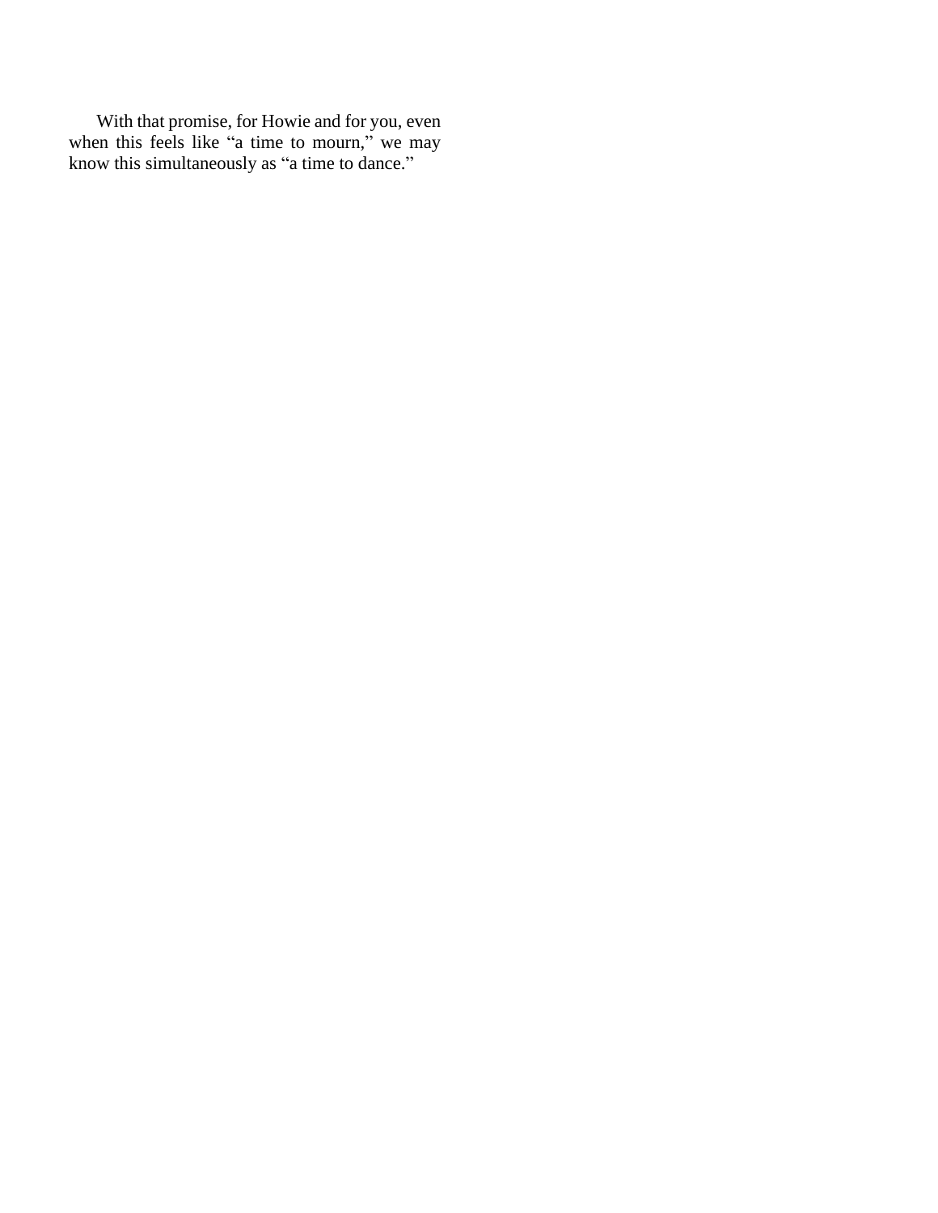With that promise, for Howie and for you, even when this feels like “a time to mourn,” we may know this simultaneously as “a time to dance.”